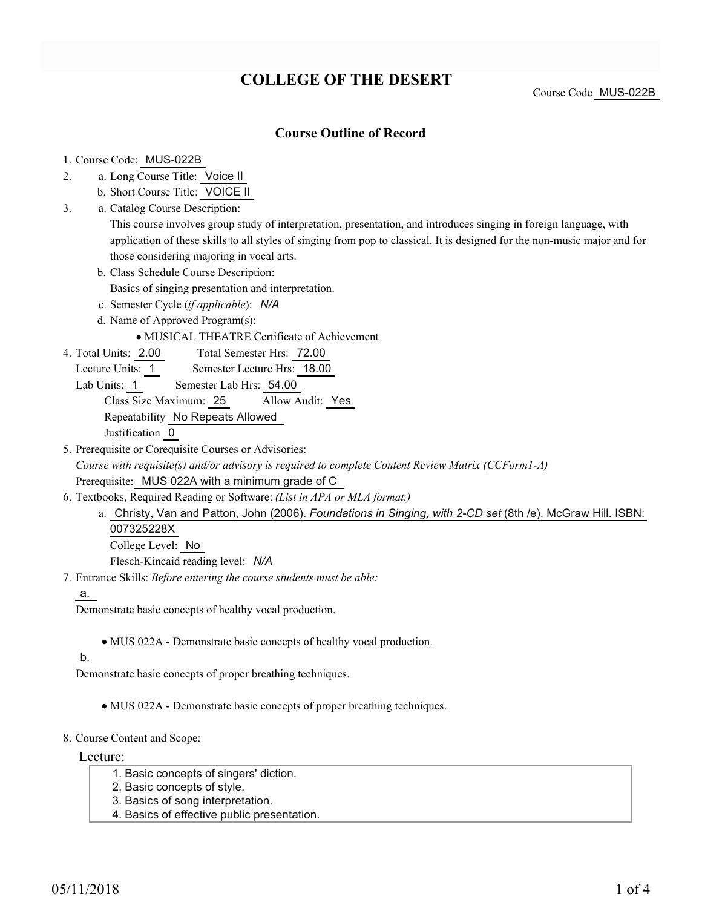# COLLEGE OF THE DESERT

Course Code MUS-022B

## Course Outline of Record

1. Course Code: MUS-022B
2. a. Long Course Title: Voice II
   b. Short Course Title: VOICE II
3. a. Catalog Course Description:
   This course involves group study of interpretation, presentation, and introduces singing in foreign language, with application of these skills to all styles of singing from pop to classical. It is designed for the non-music major and for those considering majoring in vocal arts.
   b. Class Schedule Course Description:
   Basics of singing presentation and interpretation.
   c. Semester Cycle (*if applicable*): *N/A*
   d. Name of Approved Program(s):
   - MUSICAL THEATRE Certificate of Achievement
4. Total Units: 2.00 Total Semester Hrs: 72.00
   Lecture Units: 1 Semester Lecture Hrs: 18.00
   Lab Units: 1 Semester Lab Hrs: 54.00
   Class Size Maximum: 25 Allow Audit: Yes
   Repeatability No Repeats Allowed
   Justification 0
5. Prerequisite or Corequisite Courses or Advisories:
   *Course with requisite(s) and/or advisory is required to complete Content Review Matrix (CCForm1-A)*
   Prerequisite: MUS 022A with a minimum grade of C
6. Textbooks, Required Reading or Software: *(List in APA or MLA format.)*
   a. Christy, Van and Patton, John (2006). *Foundations in Singing, with 2-CD set* (8th /e). McGraw Hill. ISBN: 007325228X
   College Level: No
   Flesch-Kincaid reading level: *N/A*
7. Entrance Skills: *Before entering the course students must be able:*

   a.
   Demonstrate basic concepts of healthy vocal production.
   - MUS 022A - Demonstrate basic concepts of healthy vocal production.

   b.
   Demonstrate basic concepts of proper breathing techniques.
   - MUS 022A - Demonstrate basic concepts of proper breathing techniques.

8. Course Content and Scope:

Lecture:

1. Basic concepts of singers' diction.
2. Basic concepts of style.
3. Basics of song interpretation.
4. Basics of effective public presentation.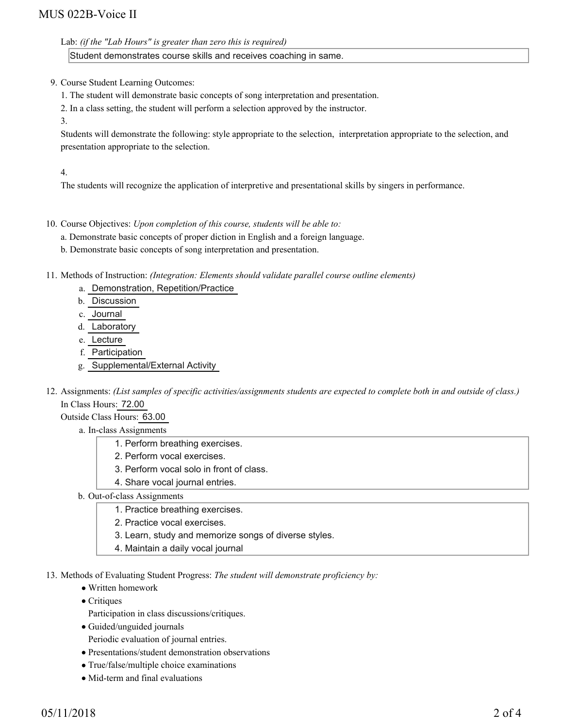Lab: *(if the "Lab Hours" is greater than zero this is required)*

Student demonstrates course skills and receives coaching in same.

9. Course Student Learning Outcomes:

   1. The student will demonstrate basic concepts of song interpretation and presentation.

   2. In a class setting, the student will perform a selection approved by the instructor.

   3.

   Students will demonstrate the following: style appropriate to the selection, interpretation appropriate to the selection, and presentation appropriate to the selection.

   4.

   The students will recognize the application of interpretive and presentational skills by singers in performance.

10. Course Objectives: *Upon completion of this course, students will be able to:*

    a. Demonstrate basic concepts of proper diction in English and a foreign language.

    b. Demonstrate basic concepts of song interpretation and presentation.

11. Methods of Instruction: *(Integration: Elements should validate parallel course outline elements)*

    a. Demonstration, Repetition/Practice
    b. Discussion
    c. Journal
    d. Laboratory
    e. Lecture
    f. Participation
    g. Supplemental/External Activity

12. Assignments: *(List samples of specific activities/assignments students are expected to complete both in and outside of class.)*

    In Class Hours: 72.00

    Outside Class Hours: 63.00

    a. In-class Assignments

       1. Perform breathing exercises.
       2. Perform vocal exercises.
       3. Perform vocal solo in front of class.
       4. Share vocal journal entries.

    b. Out-of-class Assignments

       1. Practice breathing exercises.
       2. Practice vocal exercises.
       3. Learn, study and memorize songs of diverse styles.
       4. Maintain a daily vocal journal

13. Methods of Evaluating Student Progress: *The student will demonstrate proficiency by:*

    - Written homework
    - Critiques

      Participation in class discussions/critiques.
    - Guided/unguided journals

      Periodic evaluation of journal entries.
    - Presentations/student demonstration observations
    - True/false/multiple choice examinations
    - Mid-term and final evaluations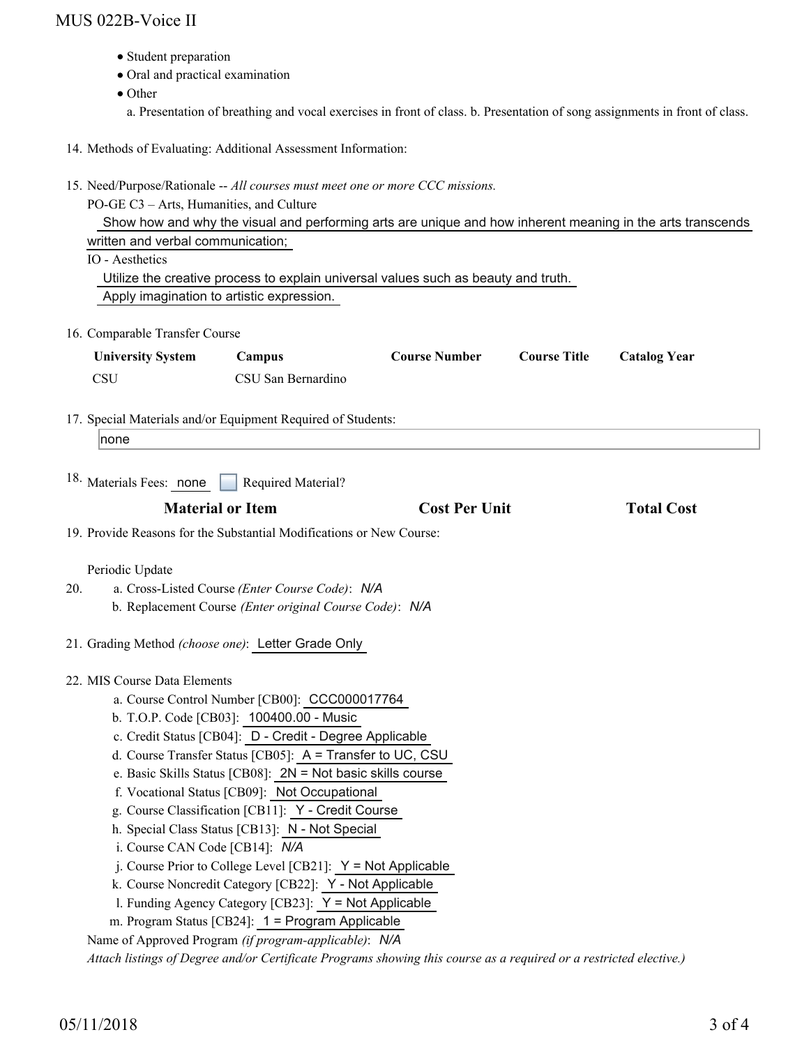- Student preparation
- Oral and practical examination
- Other

  a. Presentation of breathing and vocal exercises in front of class. b. Presentation of song assignments in front of class.

14. Methods of Evaluating: Additional Assessment Information:

15. Need/Purpose/Rationale -- *All courses must meet one or more CCC missions.*

    PO-GE C3 – Arts, Humanities, and Culture

    Show how and why the visual and performing arts are unique and how inherent meaning in the arts transcends written and verbal communication;

    IO - Aesthetics

    Utilize the creative process to explain universal values such as beauty and truth.

    Apply imagination to artistic expression.

16. Comparable Transfer Course

| University System | Campus | Course Number | Course Title | Catalog Year |
| --- | --- | --- | --- | --- |
| CSU | CSU San Bernardino | | | |

17. Special Materials and/or Equipment Required of Students:

    none

18. Materials Fees: none ☐ Required Material?

| Material or Item | Cost Per Unit | Total Cost |
| --- | --- | --- |

19. Provide Reasons for the Substantial Modifications or New Course:

    Periodic Update

20. a. Cross-Listed Course *(Enter Course Code)*: *N/A*
    b. Replacement Course *(Enter original Course Code)*: *N/A*

21. Grading Method *(choose one)*: Letter Grade Only

22. MIS Course Data Elements
    a. Course Control Number [CB00]: CCC000017764
    b. T.O.P. Code [CB03]: 100400.00 - Music
    c. Credit Status [CB04]: D - Credit - Degree Applicable
    d. Course Transfer Status [CB05]: A = Transfer to UC, CSU
    e. Basic Skills Status [CB08]: 2N = Not basic skills course
    f. Vocational Status [CB09]: Not Occupational
    g. Course Classification [CB11]: Y - Credit Course
    h. Special Class Status [CB13]: N - Not Special
    i. Course CAN Code [CB14]: *N/A*
    j. Course Prior to College Level [CB21]: Y = Not Applicable
    k. Course Noncredit Category [CB22]: Y - Not Applicable
    l. Funding Agency Category [CB23]: Y = Not Applicable
    m. Program Status [CB24]: 1 = Program Applicable

    Name of Approved Program *(if program-applicable)*: *N/A*

    *Attach listings of Degree and/or Certificate Programs showing this course as a required or a restricted elective.)*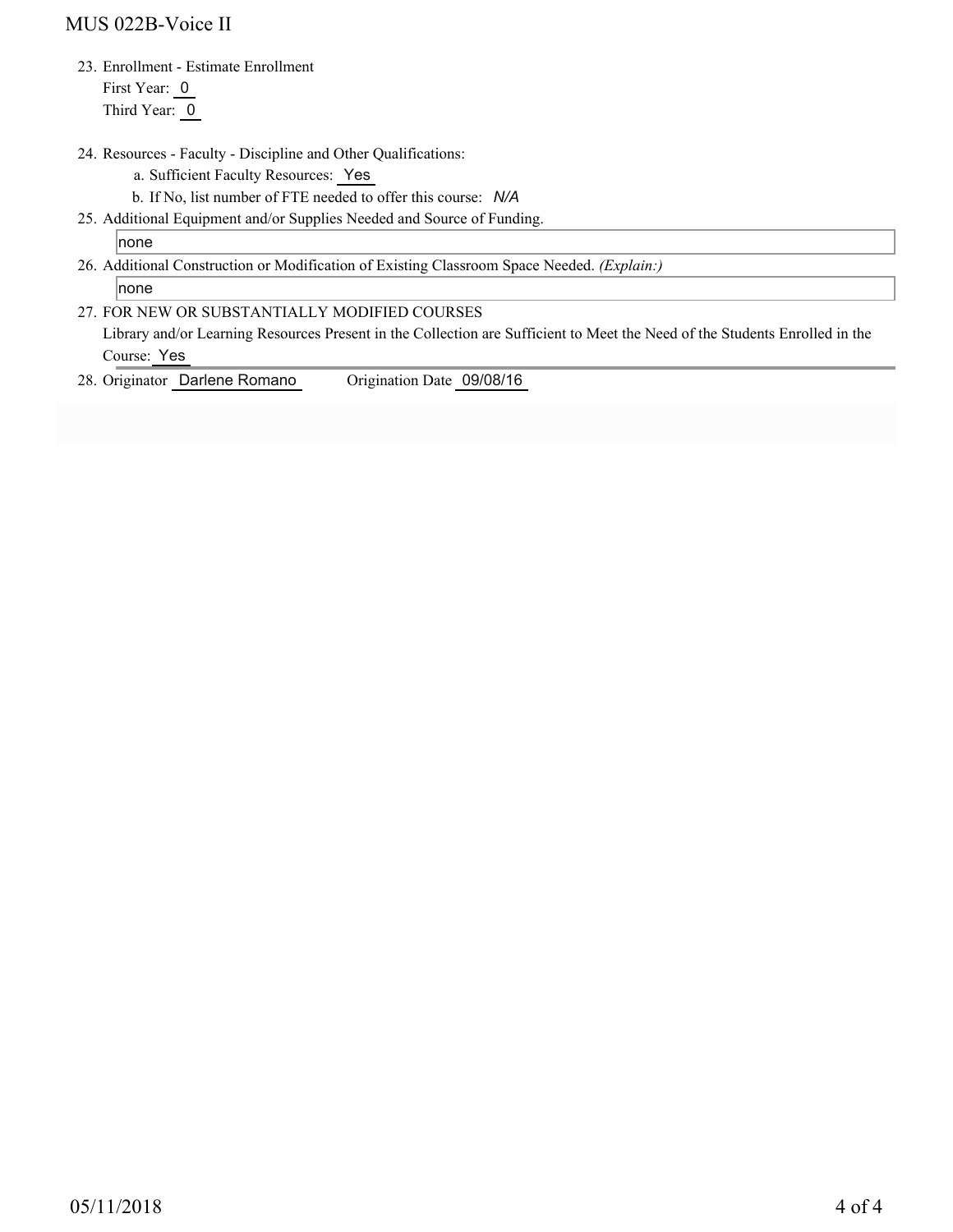23. Enrollment - Estimate Enrollment
    First Year: 0
    Third Year: 0
24. Resources - Faculty - Discipline and Other Qualifications:
    a. Sufficient Faculty Resources: Yes
    b. If No, list number of FTE needed to offer this course: *N/A*
25. Additional Equipment and/or Supplies Needed and Source of Funding.
    none
26. Additional Construction or Modification of Existing Classroom Space Needed. *(Explain:)*
    none
27. FOR NEW OR SUBSTANTIALLY MODIFIED COURSES
    Library and/or Learning Resources Present in the Collection are Sufficient to Meet the Need of the Students Enrolled in the Course: Yes
28. Originator Darlene Romano Origination Date 09/08/16